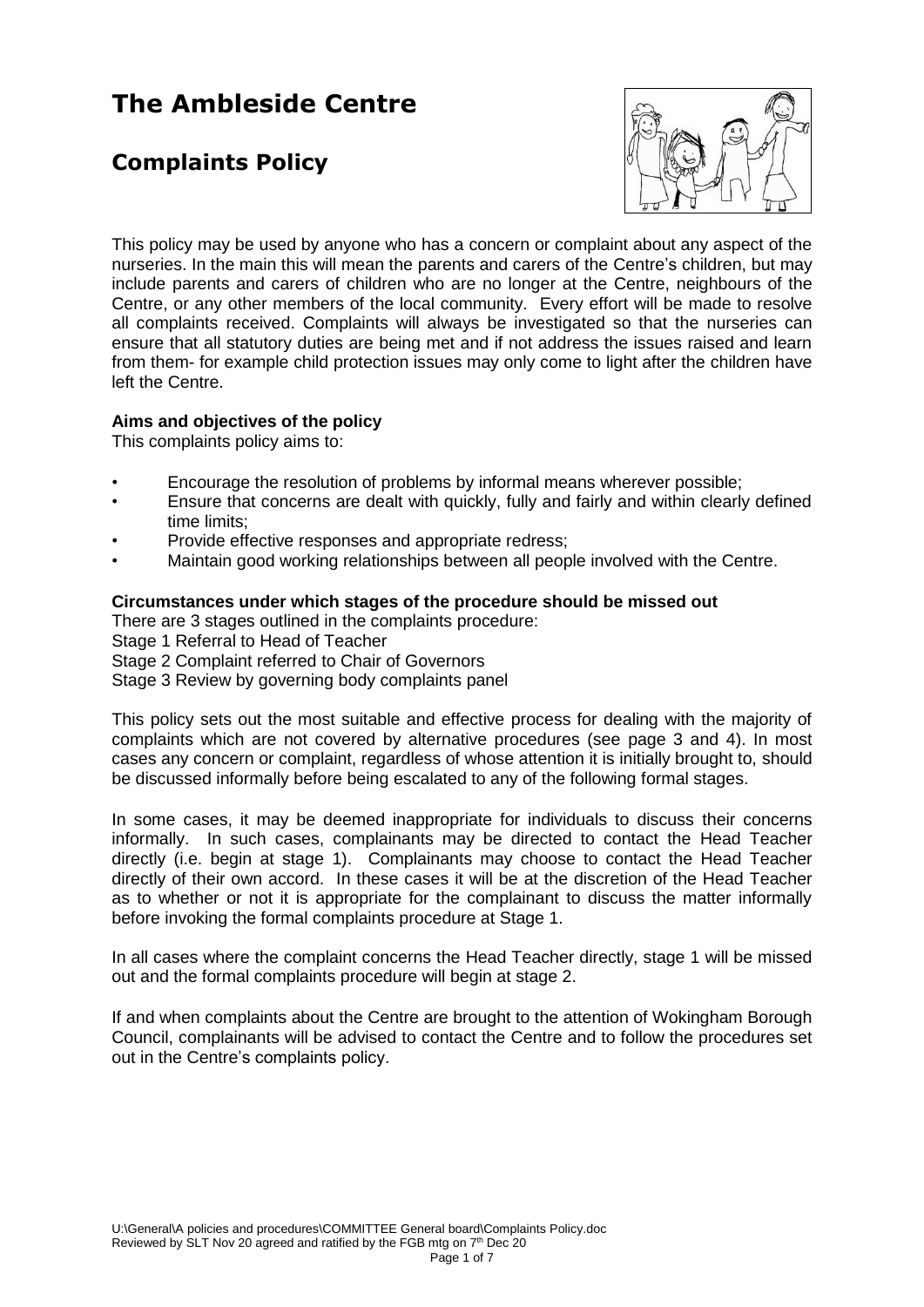# The Ambleside Centre

## Complaints Policy

This policy may be used by anyone who has a concern or complaint about any aspect of the nurseries. In the main this will mean the parents and carers of the Centre's children, but may include parents and carers of children who are no longer at the Centre, neighbours of the Centre, or any other members of the local community. Every effort will be made to resolve all complaints received. Complaints will always be investigated so that the nurseries can ensure that all statutory duties are being met and if not address the issues raised and learn from them- for example child protection issues may only come to light after the children have left the Centre.

**Aims and objectives of the policy**

This complaints policy aims to:

- Encourage the resolution of problems by informal means wherever possible;
- Ensure that concerns are dealt with quickly, fully and fairly and within clearly defined time limits;
- Provide effective responses and appropriate redress;
- Maintain good working relationships between all people involved with the Centre.

**Circumstances under which stages of the procedure should be missed out**

There are 3 stages outlined in the complaints procedure:
Stage 1 Referral to Head of Teacher
Stage 2 Complaint referred to Chair of Governors
Stage 3 Review by governing body complaints panel

This policy sets out the most suitable and effective process for dealing with the majority of complaints which are not covered by alternative procedures (see page 3 and 4). In most cases any concern or complaint, regardless of whose attention it is initially brought to, should be discussed informally before being escalated to any of the following formal stages.

In some cases, it may be deemed inappropriate for individuals to discuss their concerns informally. In such cases, complainants may be directed to contact the Head Teacher directly (i.e. begin at stage 1). Complainants may choose to contact the Head Teacher directly of their own accord. In these cases it will be at the discretion of the Head Teacher as to whether or not it is appropriate for the complainant to discuss the matter informally before invoking the formal complaints procedure at Stage 1.

In all cases where the complaint concerns the Head Teacher directly, stage 1 will be missed out and the formal complaints procedure will begin at stage 2.

If and when complaints about the Centre are brought to the attention of Wokingham Borough Council, complainants will be advised to contact the Centre and to follow the procedures set out in the Centre's complaints policy.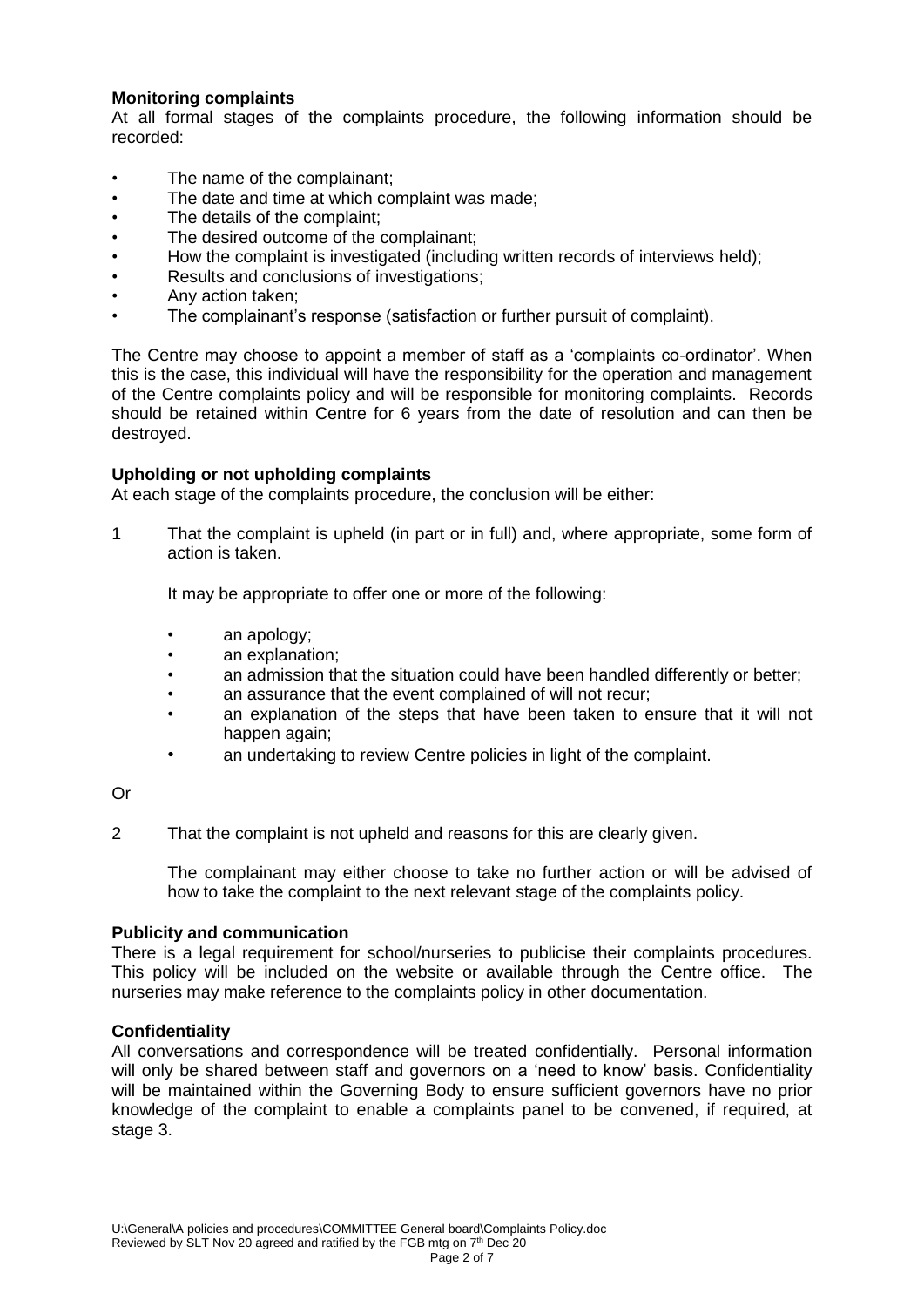### Monitoring complaints

At all formal stages of the complaints procedure, the following information should be recorded:

- The name of the complainant;
- The date and time at which complaint was made;
- The details of the complaint;
- The desired outcome of the complainant;
- How the complaint is investigated (including written records of interviews held);
- Results and conclusions of investigations;
- Any action taken;
- The complainant's response (satisfaction or further pursuit of complaint).

The Centre may choose to appoint a member of staff as a 'complaints co-ordinator'. When this is the case, this individual will have the responsibility for the operation and management of the Centre complaints policy and will be responsible for monitoring complaints. Records should be retained within Centre for 6 years from the date of resolution and can then be destroyed.

### Upholding or not upholding complaints

At each stage of the complaints procedure, the conclusion will be either:

1 That the complaint is upheld (in part or in full) and, where appropriate, some form of action is taken.

   It may be appropriate to offer one or more of the following:

   - an apology;
   - an explanation;
   - an admission that the situation could have been handled differently or better;
   - an assurance that the event complained of will not recur;
   - an explanation of the steps that have been taken to ensure that it will not happen again;
   - an undertaking to review Centre policies in light of the complaint.

Or

2 That the complaint is not upheld and reasons for this are clearly given.

   The complainant may either choose to take no further action or will be advised of how to take the complaint to the next relevant stage of the complaints policy.

### Publicity and communication

There is a legal requirement for school/nurseries to publicise their complaints procedures. This policy will be included on the website or available through the Centre office. The nurseries may make reference to the complaints policy in other documentation.

### Confidentiality

All conversations and correspondence will be treated confidentially. Personal information will only be shared between staff and governors on a 'need to know' basis. Confidentiality will be maintained within the Governing Body to ensure sufficient governors have no prior knowledge of the complaint to enable a complaints panel to be convened, if required, at stage 3.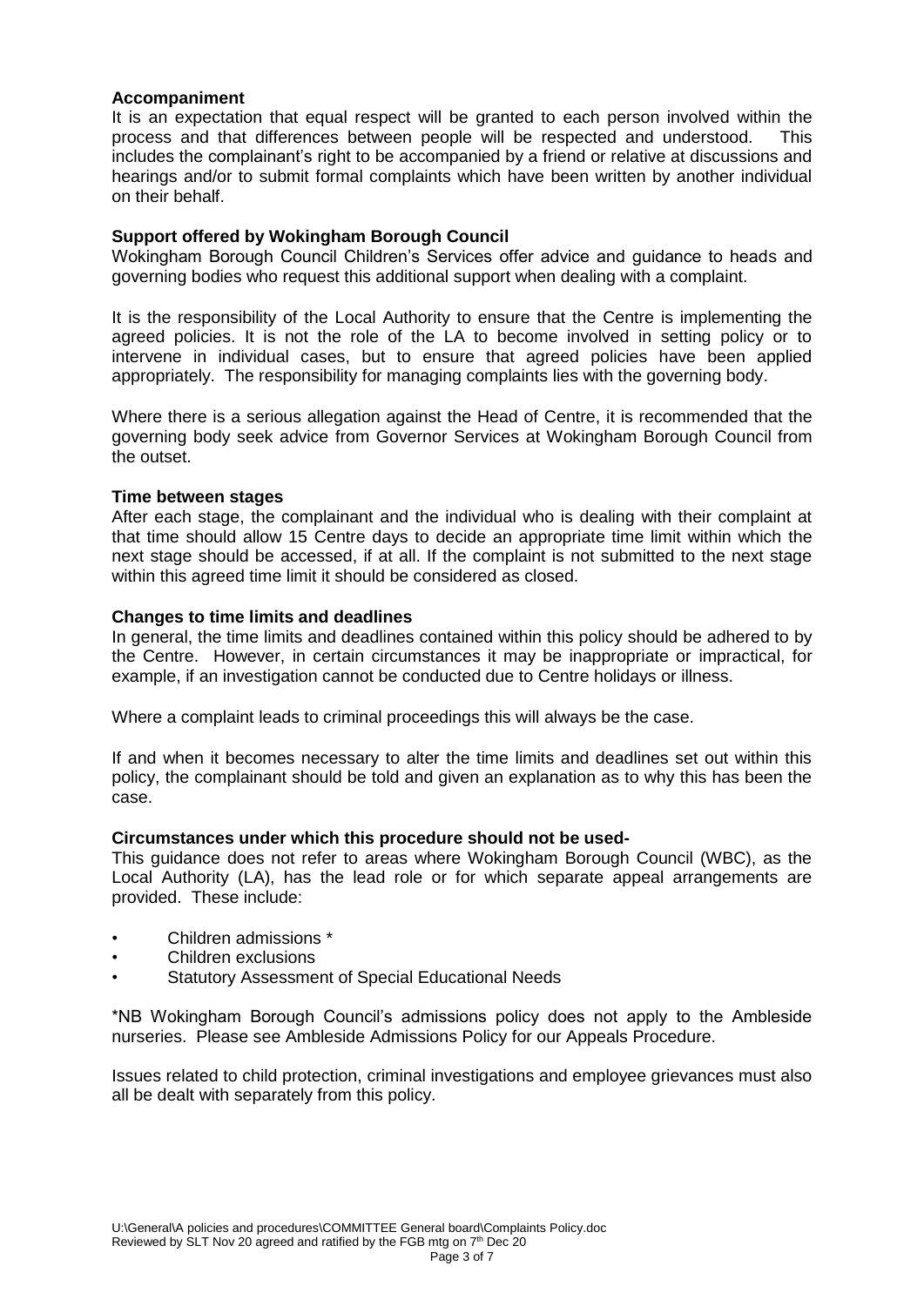**Accompaniment**

It is an expectation that equal respect will be granted to each person involved within the process and that differences between people will be respected and understood. This includes the complainant's right to be accompanied by a friend or relative at discussions and hearings and/or to submit formal complaints which have been written by another individual on their behalf.

**Support offered by Wokingham Borough Council**

Wokingham Borough Council Children's Services offer advice and guidance to heads and governing bodies who request this additional support when dealing with a complaint.

It is the responsibility of the Local Authority to ensure that the Centre is implementing the agreed policies. It is not the role of the LA to become involved in setting policy or to intervene in individual cases, but to ensure that agreed policies have been applied appropriately. The responsibility for managing complaints lies with the governing body.

Where there is a serious allegation against the Head of Centre, it is recommended that the governing body seek advice from Governor Services at Wokingham Borough Council from the outset.

**Time between stages**

After each stage, the complainant and the individual who is dealing with their complaint at that time should allow 15 Centre days to decide an appropriate time limit within which the next stage should be accessed, if at all. If the complaint is not submitted to the next stage within this agreed time limit it should be considered as closed.

**Changes to time limits and deadlines**

In general, the time limits and deadlines contained within this policy should be adhered to by the Centre. However, in certain circumstances it may be inappropriate or impractical, for example, if an investigation cannot be conducted due to Centre holidays or illness.

Where a complaint leads to criminal proceedings this will always be the case.

If and when it becomes necessary to alter the time limits and deadlines set out within this policy, the complainant should be told and given an explanation as to why this has been the case.

**Circumstances under which this procedure should not be used-**

This guidance does not refer to areas where Wokingham Borough Council (WBC), as the Local Authority (LA), has the lead role or for which separate appeal arrangements are provided. These include:

- Children admissions *
- Children exclusions
- Statutory Assessment of Special Educational Needs

*NB Wokingham Borough Council's admissions policy does not apply to the Ambleside nurseries. Please see Ambleside Admissions Policy for our Appeals Procedure.

Issues related to child protection, criminal investigations and employee grievances must also all be dealt with separately from this policy.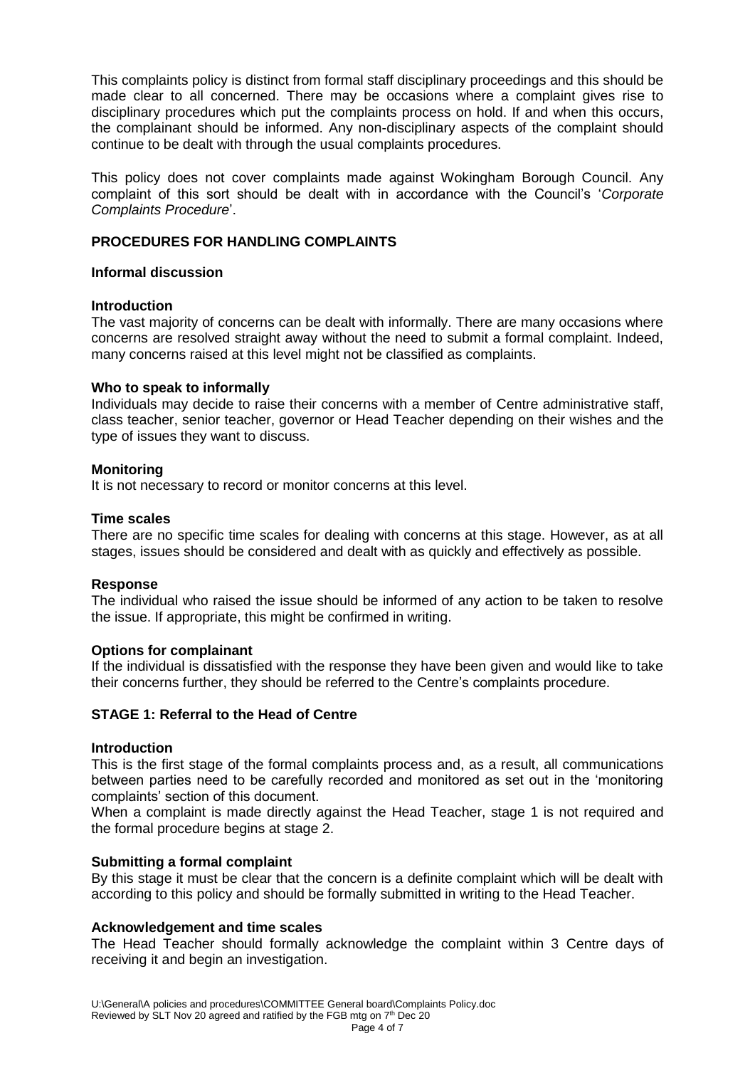This complaints policy is distinct from formal staff disciplinary proceedings and this should be made clear to all concerned. There may be occasions where a complaint gives rise to disciplinary procedures which put the complaints process on hold. If and when this occurs, the complainant should be informed. Any non-disciplinary aspects of the complaint should continue to be dealt with through the usual complaints procedures.

This policy does not cover complaints made against Wokingham Borough Council. Any complaint of this sort should be dealt with in accordance with the Council's '*Corporate Complaints Procedure*'.

## PROCEDURES FOR HANDLING COMPLAINTS

### Informal discussion

**Introduction**

The vast majority of concerns can be dealt with informally. There are many occasions where concerns are resolved straight away without the need to submit a formal complaint. Indeed, many concerns raised at this level might not be classified as complaints.

**Who to speak to informally**

Individuals may decide to raise their concerns with a member of Centre administrative staff, class teacher, senior teacher, governor or Head Teacher depending on their wishes and the type of issues they want to discuss.

**Monitoring**

It is not necessary to record or monitor concerns at this level.

**Time scales**

There are no specific time scales for dealing with concerns at this stage. However, as at all stages, issues should be considered and dealt with as quickly and effectively as possible.

**Response**

The individual who raised the issue should be informed of any action to be taken to resolve the issue. If appropriate, this might be confirmed in writing.

**Options for complainant**

If the individual is dissatisfied with the response they have been given and would like to take their concerns further, they should be referred to the Centre's complaints procedure.

## STAGE 1: Referral to the Head of Centre

**Introduction**

This is the first stage of the formal complaints process and, as a result, all communications between parties need to be carefully recorded and monitored as set out in the 'monitoring complaints' section of this document.

When a complaint is made directly against the Head Teacher, stage 1 is not required and the formal procedure begins at stage 2.

**Submitting a formal complaint**

By this stage it must be clear that the concern is a definite complaint which will be dealt with according to this policy and should be formally submitted in writing to the Head Teacher.

**Acknowledgement and time scales**

The Head Teacher should formally acknowledge the complaint within 3 Centre days of receiving it and begin an investigation.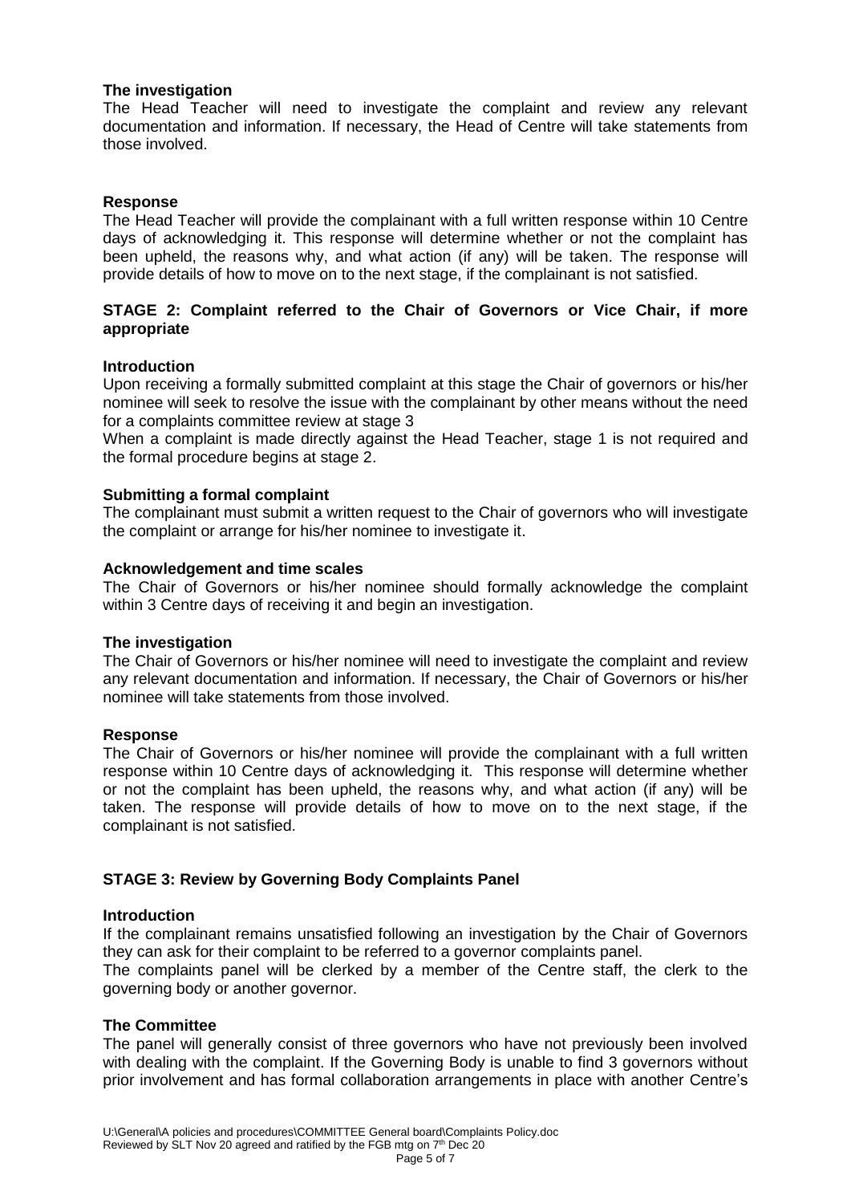### The investigation

The Head Teacher will need to investigate the complaint and review any relevant documentation and information. If necessary, the Head of Centre will take statements from those involved.

### Response

The Head Teacher will provide the complainant with a full written response within 10 Centre days of acknowledging it. This response will determine whether or not the complaint has been upheld, the reasons why, and what action (if any) will be taken. The response will provide details of how to move on to the next stage, if the complainant is not satisfied.

## STAGE 2: Complaint referred to the Chair of Governors or Vice Chair, if more appropriate

### Introduction

Upon receiving a formally submitted complaint at this stage the Chair of governors or his/her nominee will seek to resolve the issue with the complainant by other means without the need for a complaints committee review at stage 3

When a complaint is made directly against the Head Teacher, stage 1 is not required and the formal procedure begins at stage 2.

### Submitting a formal complaint

The complainant must submit a written request to the Chair of governors who will investigate the complaint or arrange for his/her nominee to investigate it.

### Acknowledgement and time scales

The Chair of Governors or his/her nominee should formally acknowledge the complaint within 3 Centre days of receiving it and begin an investigation.

### The investigation

The Chair of Governors or his/her nominee will need to investigate the complaint and review any relevant documentation and information. If necessary, the Chair of Governors or his/her nominee will take statements from those involved.

### Response

The Chair of Governors or his/her nominee will provide the complainant with a full written response within 10 Centre days of acknowledging it. This response will determine whether or not the complaint has been upheld, the reasons why, and what action (if any) will be taken. The response will provide details of how to move on to the next stage, if the complainant is not satisfied.

## STAGE 3: Review by Governing Body Complaints Panel

### Introduction

If the complainant remains unsatisfied following an investigation by the Chair of Governors they can ask for their complaint to be referred to a governor complaints panel.

The complaints panel will be clerked by a member of the Centre staff, the clerk to the governing body or another governor.

### The Committee

The panel will generally consist of three governors who have not previously been involved with dealing with the complaint. If the Governing Body is unable to find 3 governors without prior involvement and has formal collaboration arrangements in place with another Centre's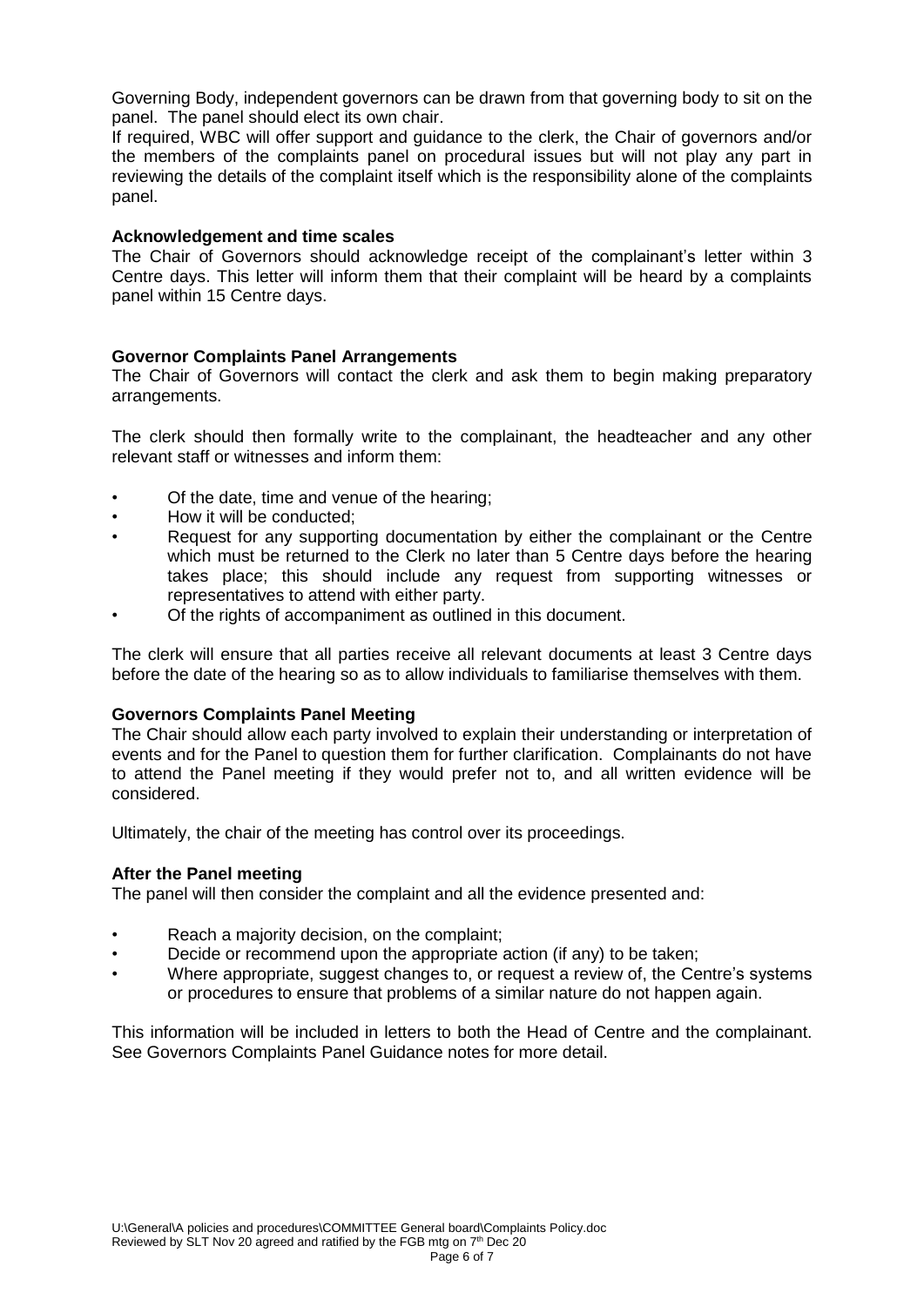Governing Body, independent governors can be drawn from that governing body to sit on the panel. The panel should elect its own chair.

If required, WBC will offer support and guidance to the clerk, the Chair of governors and/or the members of the complaints panel on procedural issues but will not play any part in reviewing the details of the complaint itself which is the responsibility alone of the complaints panel.

**Acknowledgement and time scales**

The Chair of Governors should acknowledge receipt of the complainant's letter within 3 Centre days. This letter will inform them that their complaint will be heard by a complaints panel within 15 Centre days.

**Governor Complaints Panel Arrangements**

The Chair of Governors will contact the clerk and ask them to begin making preparatory arrangements.

The clerk should then formally write to the complainant, the headteacher and any other relevant staff or witnesses and inform them:

- Of the date, time and venue of the hearing;
- How it will be conducted;
- Request for any supporting documentation by either the complainant or the Centre which must be returned to the Clerk no later than 5 Centre days before the hearing takes place; this should include any request from supporting witnesses or representatives to attend with either party.
- Of the rights of accompaniment as outlined in this document.

The clerk will ensure that all parties receive all relevant documents at least 3 Centre days before the date of the hearing so as to allow individuals to familiarise themselves with them.

**Governors Complaints Panel Meeting**

The Chair should allow each party involved to explain their understanding or interpretation of events and for the Panel to question them for further clarification. Complainants do not have to attend the Panel meeting if they would prefer not to, and all written evidence will be considered.

Ultimately, the chair of the meeting has control over its proceedings.

**After the Panel meeting**

The panel will then consider the complaint and all the evidence presented and:

- Reach a majority decision, on the complaint;
- Decide or recommend upon the appropriate action (if any) to be taken;
- Where appropriate, suggest changes to, or request a review of, the Centre's systems or procedures to ensure that problems of a similar nature do not happen again.

This information will be included in letters to both the Head of Centre and the complainant. See Governors Complaints Panel Guidance notes for more detail.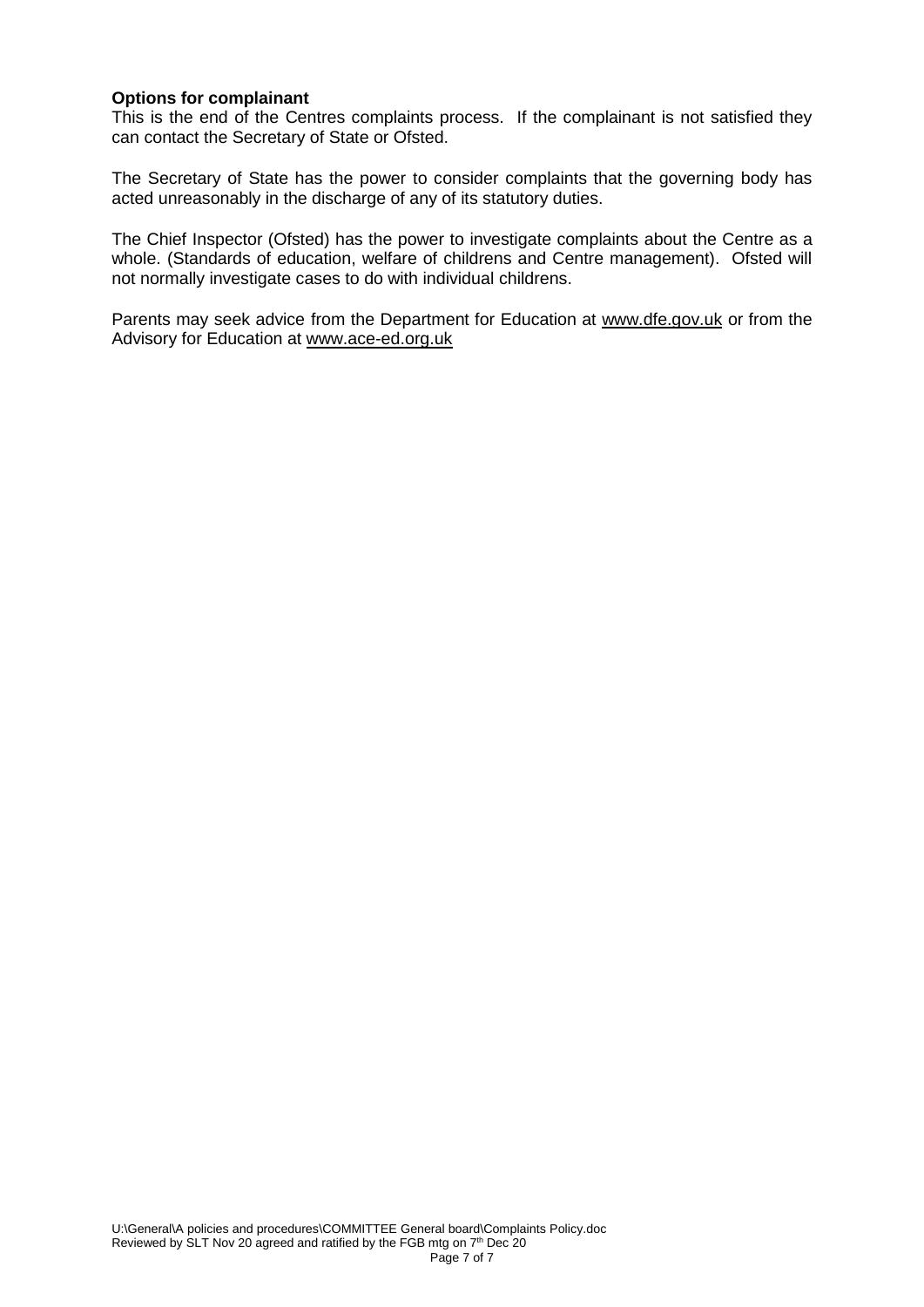**Options for complainant**

This is the end of the Centres complaints process. If the complainant is not satisfied they can contact the Secretary of State or Ofsted.

The Secretary of State has the power to consider complaints that the governing body has acted unreasonably in the discharge of any of its statutory duties.

The Chief Inspector (Ofsted) has the power to investigate complaints about the Centre as a whole. (Standards of education, welfare of childrens and Centre management). Ofsted will not normally investigate cases to do with individual childrens.

Parents may seek advice from the Department for Education at www.dfe.gov.uk or from the Advisory for Education at www.ace-ed.org.uk

U:\General\A policies and procedures\COMMITTEE General board\Complaints Policy.doc
Reviewed by SLT Nov 20 agreed and ratified by the FGB mtg on 7th Dec 20